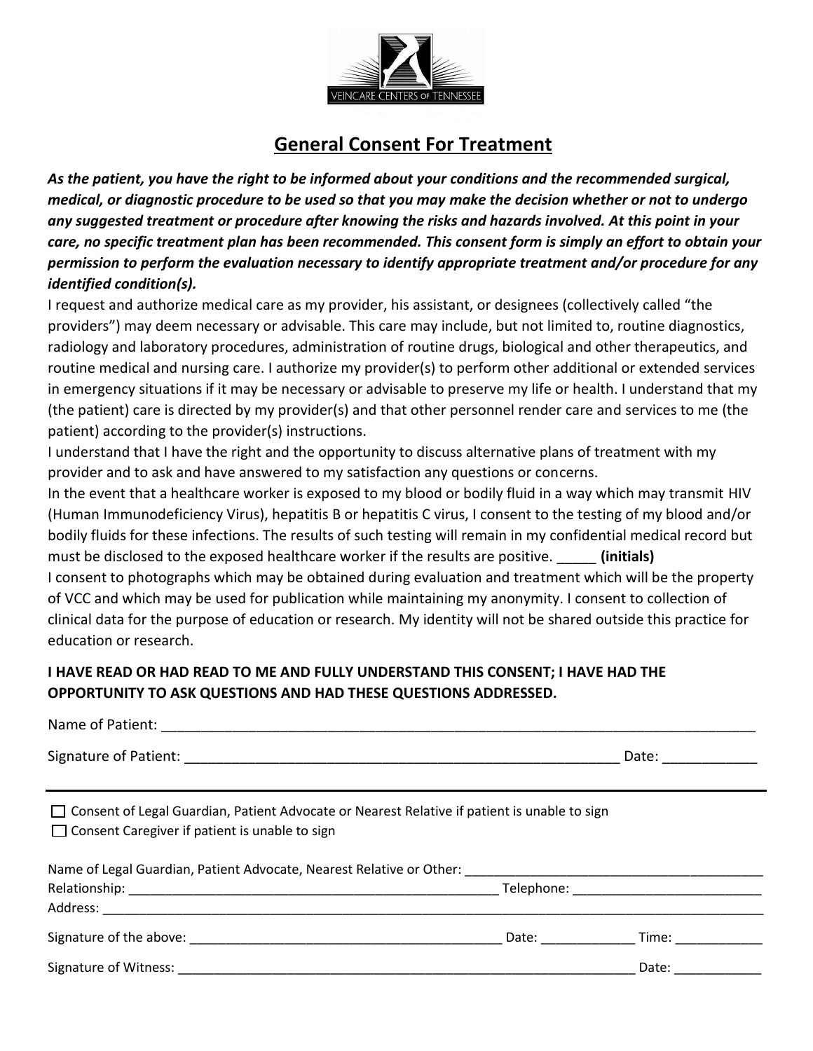VEINCARE CENTERS OF TENNESSEE

# General Consent For Treatment

***As the patient, you have the right to be informed about your conditions and the recommended surgical, medical, or diagnostic procedure to be used so that you may make the decision whether or not to undergo any suggested treatment or procedure after knowing the risks and hazards involved. At this point in your care, no specific treatment plan has been recommended. This consent form is simply an effort to obtain your permission to perform the evaluation necessary to identify appropriate treatment and/or procedure for any identified condition(s).***

I request and authorize medical care as my provider, his assistant, or designees (collectively called "the providers") may deem necessary or advisable. This care may include, but not limited to, routine diagnostics, radiology and laboratory procedures, administration of routine drugs, biological and other therapeutics, and routine medical and nursing care. I authorize my provider(s) to perform other additional or extended services in emergency situations if it may be necessary or advisable to preserve my life or health. I understand that my (the patient) care is directed by my provider(s) and that other personnel render care and services to me (the patient) according to the provider(s) instructions.

I understand that I have the right and the opportunity to discuss alternative plans of treatment with my provider and to ask and have answered to my satisfaction any questions or concerns.

In the event that a healthcare worker is exposed to my blood or bodily fluid in a way which may transmit HIV (Human Immunodeficiency Virus), hepatitis B or hepatitis C virus, I consent to the testing of my blood and/or bodily fluids for these infections. The results of such testing will remain in my confidential medical record but must be disclosed to the exposed healthcare worker if the results are positive. _____ **(initials)**

I consent to photographs which may be obtained during evaluation and treatment which will be the property of VCC and which may be used for publication while maintaining my anonymity. I consent to collection of clinical data for the purpose of education or research. My identity will not be shared outside this practice for education or research.

**I HAVE READ OR HAD READ TO ME AND FULLY UNDERSTAND THIS CONSENT; I HAVE HAD THE OPPORTUNITY TO ASK QUESTIONS AND HAD THESE QUESTIONS ADDRESSED.**

Name of Patient: ______________________________________________

Signature of Patient: ______________________________________ Date: ____________

---

☐ Consent of Legal Guardian, Patient Advocate or Nearest Relative if patient is unable to sign

☐ Consent Caregiver if patient is unable to sign

Name of Legal Guardian, Patient Advocate, Nearest Relative or Other: ______________________________

Relationship: ______________________________ Telephone: ______________________

Address: ______________________________________________

Signature of the above: ______________________________ Date: ____________ Time: ____________

Signature of Witness: ______________________________________ Date: ____________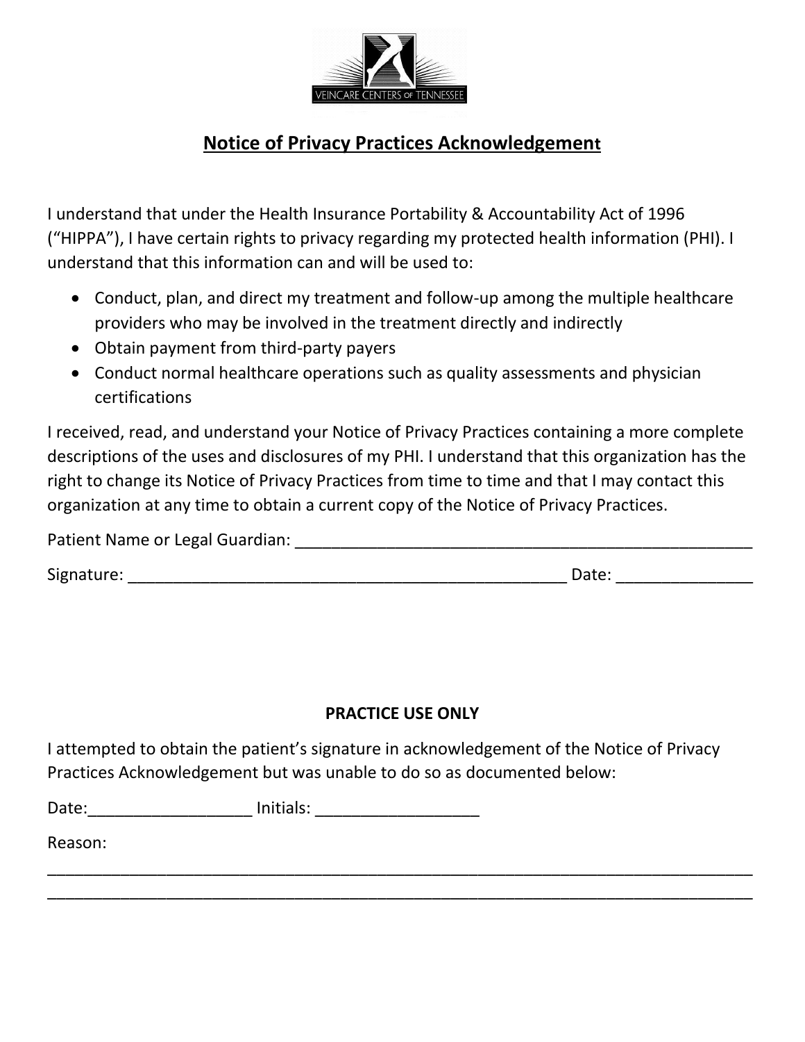VEINCARE CENTERS of TENNESSEE

## Notice of Privacy Practices Acknowledgement

I understand that under the Health Insurance Portability & Accountability Act of 1996 ("HIPPA"), I have certain rights to privacy regarding my protected health information (PHI). I understand that this information can and will be used to:

- Conduct, plan, and direct my treatment and follow-up among the multiple healthcare providers who may be involved in the treatment directly and indirectly
- Obtain payment from third-party payers
- Conduct normal healthcare operations such as quality assessments and physician certifications

I received, read, and understand your Notice of Privacy Practices containing a more complete descriptions of the uses and disclosures of my PHI. I understand that this organization has the right to change its Notice of Privacy Practices from time to time and that I may contact this organization at any time to obtain a current copy of the Notice of Privacy Practices.

Patient Name or Legal Guardian: ____________________________________________________

Signature: _________________________________________________ Date: _______________

**PRACTICE USE ONLY**

I attempted to obtain the patient's signature in acknowledgement of the Notice of Privacy Practices Acknowledgement but was unable to do so as documented below:

Date:__________________ Initials: __________________

Reason:

______________________________________________________________________________

______________________________________________________________________________